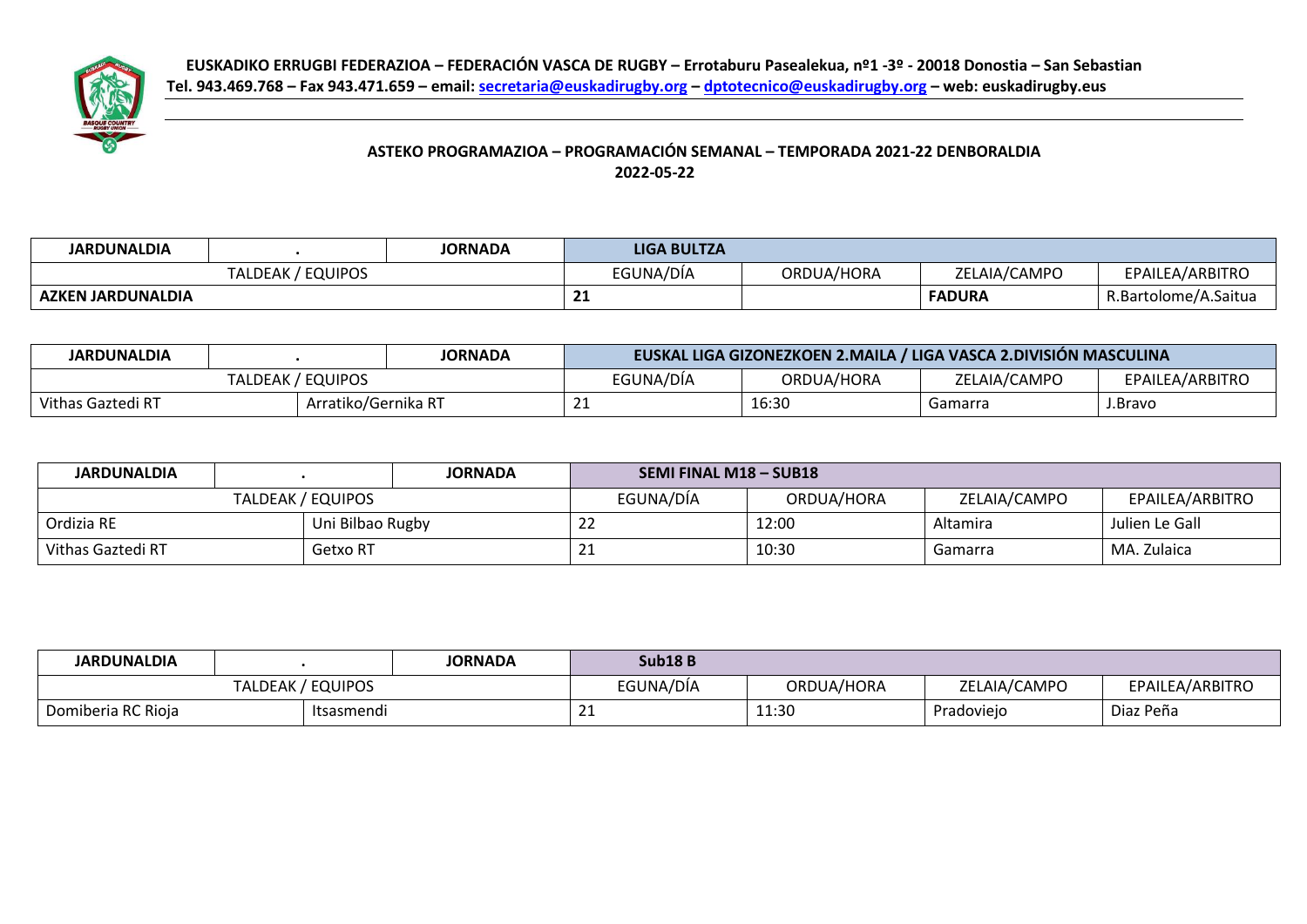**EUSKADIKO ERRUGBI FEDERAZIOA – FEDERACIÓN VASCA DE RUGBY – Errotaburu Pasealekua, nº1 -3º - 20018 Donostia – San Sebastian**
**Tel. 943.469.768 – Fax 943.471.659 – email: secretaria@euskadirugby.org – dptotecnico@euskadirugby.org – web: euskadirugby.eus**

## ASTEKO PROGRAMAZIOA – PROGRAMACIÓN SEMANAL – TEMPORADA 2021-22 DENBORALDIA
## 2022-05-22

| JARDUNALDIA | . | JORNADA | LIGA BULTZA | | | |
|---|---|---|---|---|---|---|
| TALDEAK / EQUIPOS | | | EGUNA/DÍA | ORDUA/HORA | ZELAIA/CAMPO | EPAILEA/ARBITRO |
| **AZKEN JARDUNALDIA** | | | **21** | | **FADURA** | R.Bartolome/A.Saitua |

| JARDUNALDIA | . | JORNADA | EUSKAL LIGA GIZONEZKOEN 2.MAILA / LIGA VASCA 2.DIVISIÓN MASCULINA | | | |
|---|---|---|---|---|---|---|
| TALDEAK / EQUIPOS | | | EGUNA/DÍA | ORDUA/HORA | ZELAIA/CAMPO | EPAILEA/ARBITRO |
| Vithas Gaztedi RT | Arratiko/Gernika RT | | 21 | 16:30 | Gamarra | J.Bravo |

| JARDUNALDIA | . | JORNADA | SEMI FINAL M18 – SUB18 | | | |
|---|---|---|---|---|---|---|
| TALDEAK / EQUIPOS | | | EGUNA/DÍA | ORDUA/HORA | ZELAIA/CAMPO | EPAILEA/ARBITRO |
| Ordizia RE | Uni Bilbao Rugby | | 22 | 12:00 | Altamira | Julien Le Gall |
| Vithas Gaztedi RT | Getxo RT | | 21 | 10:30 | Gamarra | MA. Zulaica |

| JARDUNALDIA | . | JORNADA | Sub18 B | | | |
|---|---|---|---|---|---|---|
| TALDEAK / EQUIPOS | | | EGUNA/DÍA | ORDUA/HORA | ZELAIA/CAMPO | EPAILEA/ARBITRO |
| Domiberia RC Rioja | Itsasmendi | | 21 | 11:30 | Pradoviejo | Diaz Peña |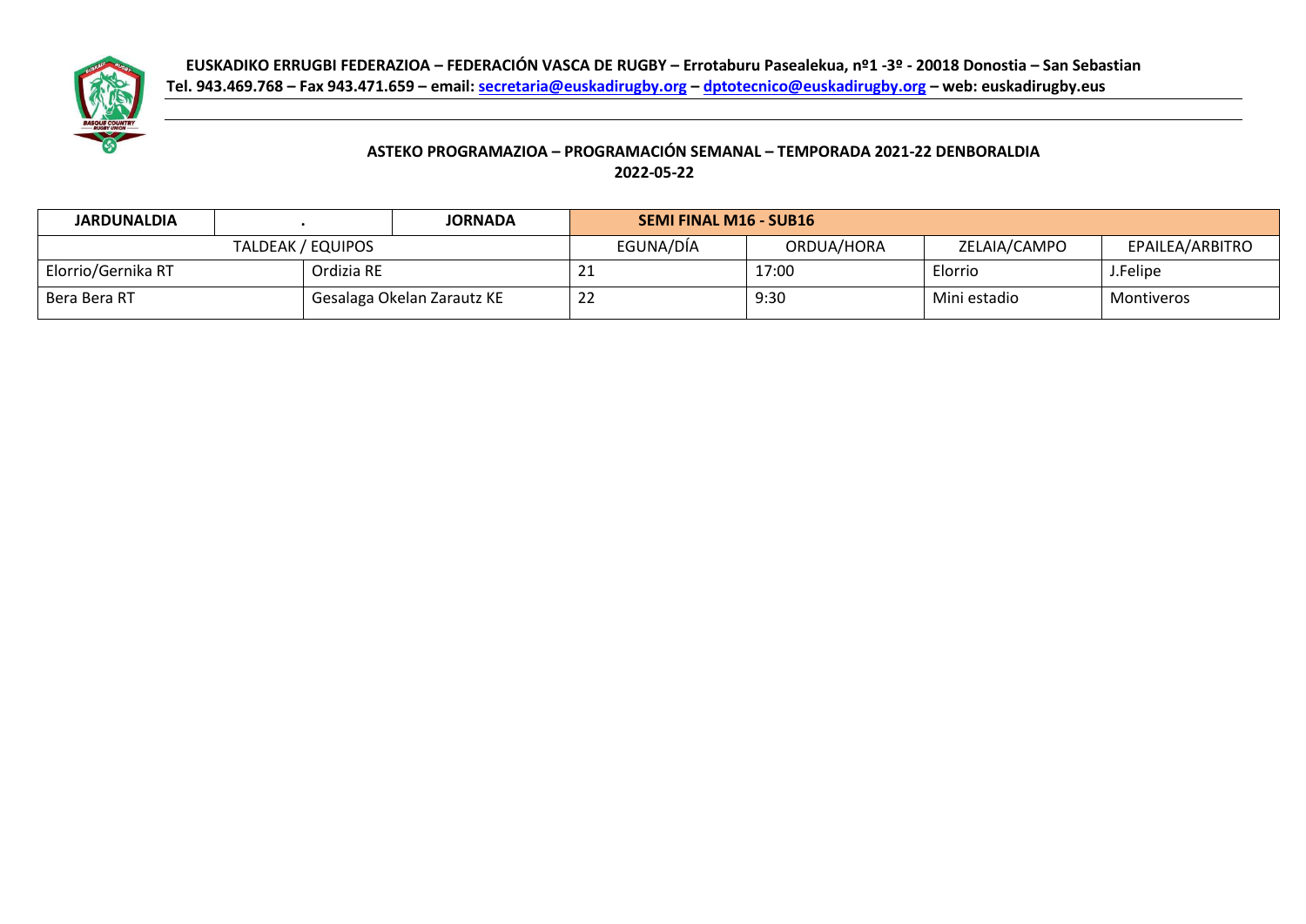**EUSKADIKO ERRUGBI FEDERAZIOA – FEDERACIÓN VASCA DE RUGBY – Errotaburu Pasealekua, nº1 -3º - 20018 Donostia – San Sebastian**
**Tel. 943.469.768 – Fax 943.471.659 – email: secretaria@euskadirugby.org – dptotecnico@euskadirugby.org – web: euskadirugby.eus**

**ASTEKO PROGRAMAZIOA – PROGRAMACIÓN SEMANAL – TEMPORADA 2021-22 DENBORALDIA**
**2022-05-22**

| **JARDUNALDIA** | . | **JORNADA** | **SEMI FINAL M16 - SUB16** | | | |
|---|---|---|---|---|---|---|
| TALDEAK / EQUIPOS | | | EGUNA/DÍA | ORDUA/HORA | ZELAIA/CAMPO | EPAILEA/ARBITRO |
| Elorrio/Gernika RT | Ordizia RE | | 21 | 17:00 | Elorrio | J.Felipe |
| Bera Bera RT | Gesalaga Okelan Zarautz KE | | 22 | 9:30 | Mini estadio | Montiveros |